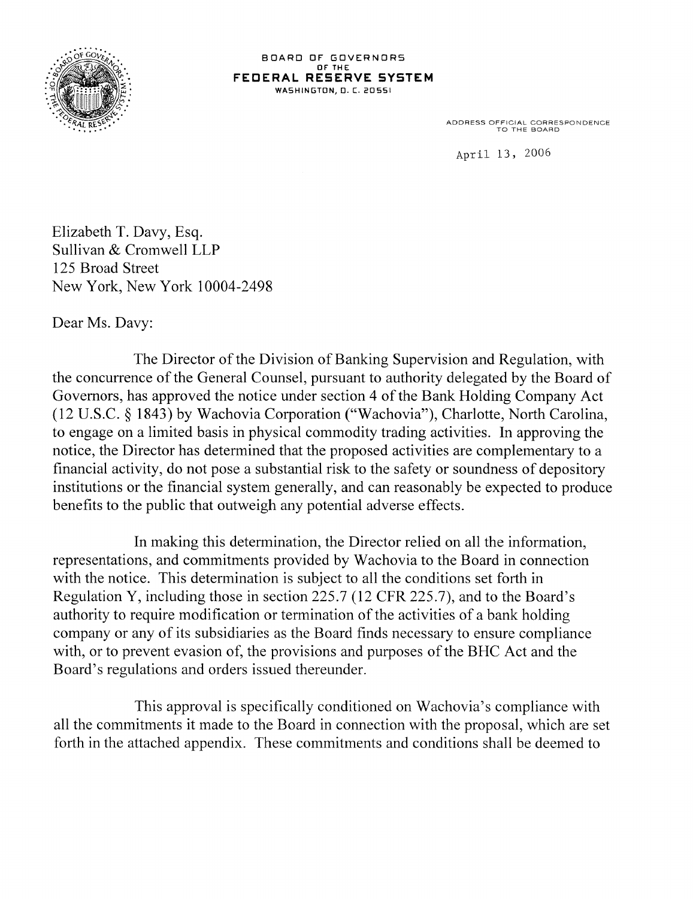BOARD OF GOVERNORS
OF THE
FEDERAL RESERVE SYSTEM
WASHINGTON, D. C. 20551

ADDRESS OFFICIAL CORRESPONDENCE
TO THE BOARD

April 13, 2006

Elizabeth T. Davy, Esq.
Sullivan & Cromwell LLP
125 Broad Street
New York, New York 10004-2498

Dear Ms. Davy:

The Director of the Division of Banking Supervision and Regulation, with the concurrence of the General Counsel, pursuant to authority delegated by the Board of Governors, has approved the notice under section 4 of the Bank Holding Company Act (12 U.S.C. § 1843) by Wachovia Corporation ("Wachovia"), Charlotte, North Carolina, to engage on a limited basis in physical commodity trading activities. In approving the notice, the Director has determined that the proposed activities are complementary to a financial activity, do not pose a substantial risk to the safety or soundness of depository institutions or the financial system generally, and can reasonably be expected to produce benefits to the public that outweigh any potential adverse effects.

In making this determination, the Director relied on all the information, representations, and commitments provided by Wachovia to the Board in connection with the notice. This determination is subject to all the conditions set forth in Regulation Y, including those in section 225.7 (12 CFR 225.7), and to the Board's authority to require modification or termination of the activities of a bank holding company or any of its subsidiaries as the Board finds necessary to ensure compliance with, or to prevent evasion of, the provisions and purposes of the BHC Act and the Board's regulations and orders issued thereunder.

This approval is specifically conditioned on Wachovia's compliance with all the commitments it made to the Board in connection with the proposal, which are set forth in the attached appendix. These commitments and conditions shall be deemed to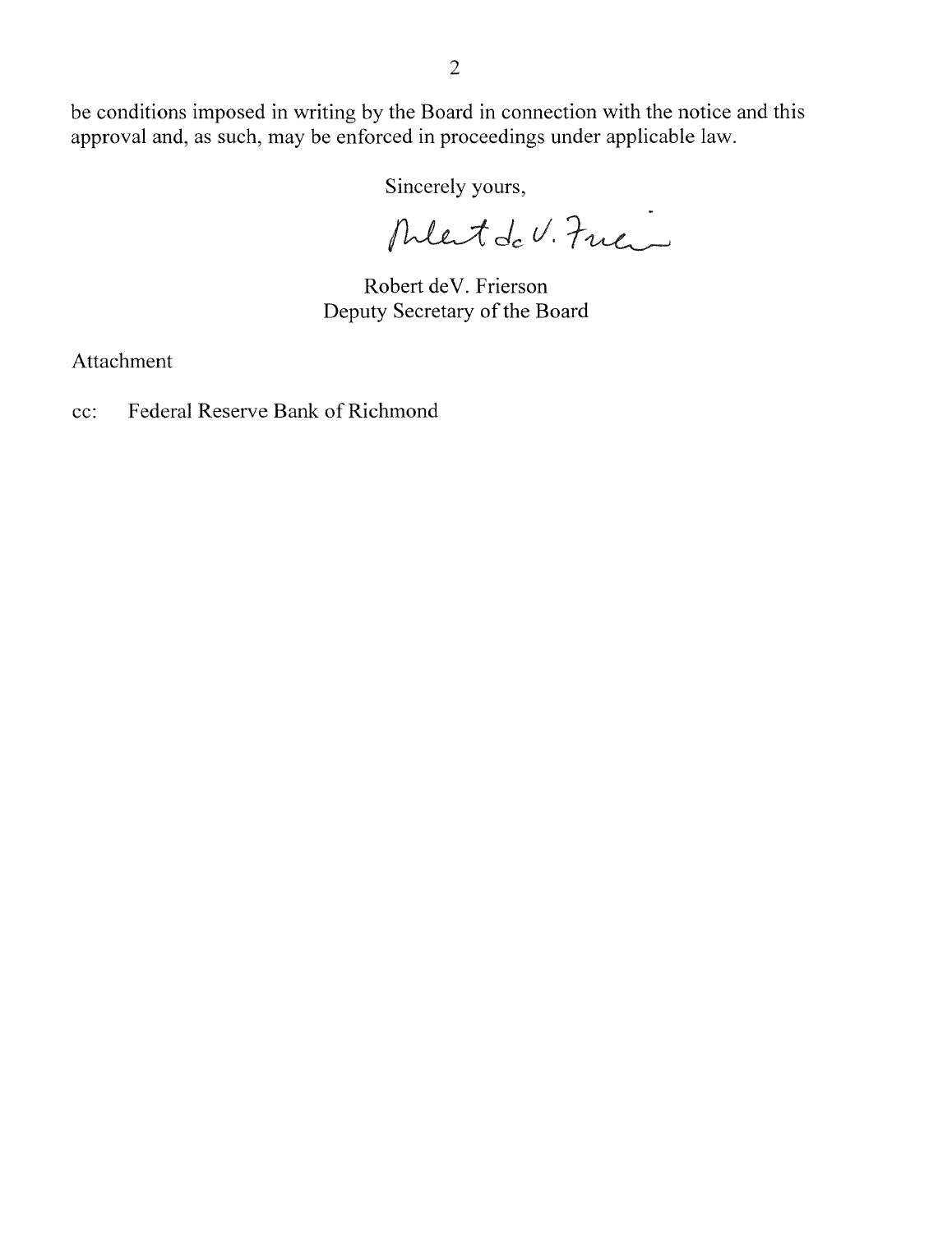be conditions imposed in writing by the Board in connection with the notice and this approval and, as such, may be enforced in proceedings under applicable law.

Sincerely yours,

Robert deV. Frierson
Deputy Secretary of the Board

Attachment

cc: Federal Reserve Bank of Richmond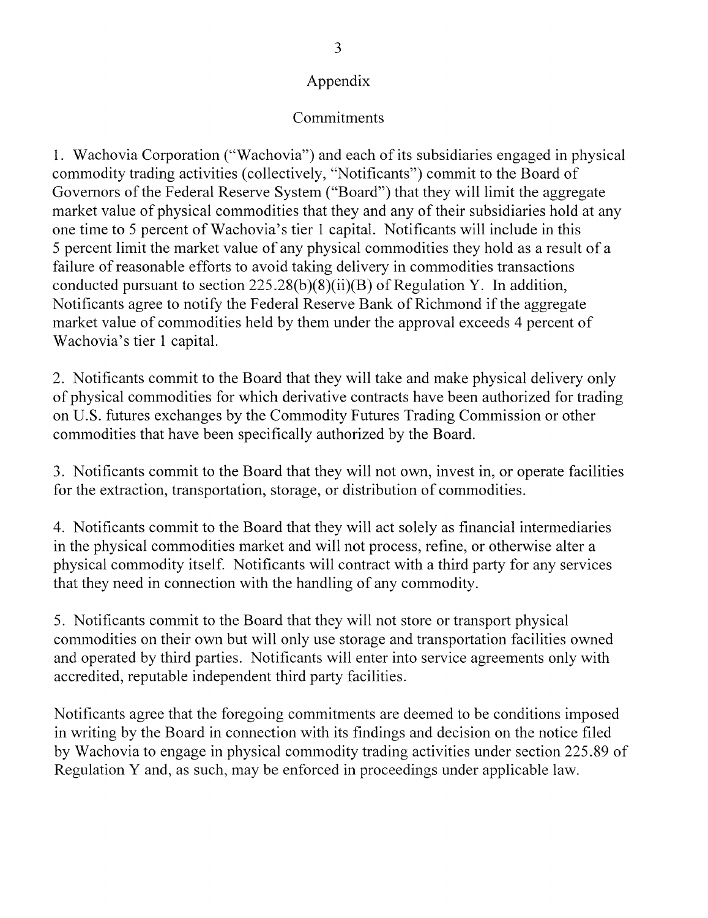# Appendix

## Commitments

1. Wachovia Corporation ("Wachovia") and each of its subsidiaries engaged in physical commodity trading activities (collectively, "Notificants") commit to the Board of Governors of the Federal Reserve System ("Board") that they will limit the aggregate market value of physical commodities that they and any of their subsidiaries hold at any one time to 5 percent of Wachovia's tier 1 capital. Notificants will include in this 5 percent limit the market value of any physical commodities they hold as a result of a failure of reasonable efforts to avoid taking delivery in commodities transactions conducted pursuant to section 225.28(b)(8)(ii)(B) of Regulation Y. In addition, Notificants agree to notify the Federal Reserve Bank of Richmond if the aggregate market value of commodities held by them under the approval exceeds 4 percent of Wachovia's tier 1 capital.

2. Notificants commit to the Board that they will take and make physical delivery only of physical commodities for which derivative contracts have been authorized for trading on U.S. futures exchanges by the Commodity Futures Trading Commission or other commodities that have been specifically authorized by the Board.

3. Notificants commit to the Board that they will not own, invest in, or operate facilities for the extraction, transportation, storage, or distribution of commodities.

4. Notificants commit to the Board that they will act solely as financial intermediaries in the physical commodities market and will not process, refine, or otherwise alter a physical commodity itself. Notificants will contract with a third party for any services that they need in connection with the handling of any commodity.

5. Notificants commit to the Board that they will not store or transport physical commodities on their own but will only use storage and transportation facilities owned and operated by third parties. Notificants will enter into service agreements only with accredited, reputable independent third party facilities.

Notificants agree that the foregoing commitments are deemed to be conditions imposed in writing by the Board in connection with its findings and decision on the notice filed by Wachovia to engage in physical commodity trading activities under section 225.89 of Regulation Y and, as such, may be enforced in proceedings under applicable law.